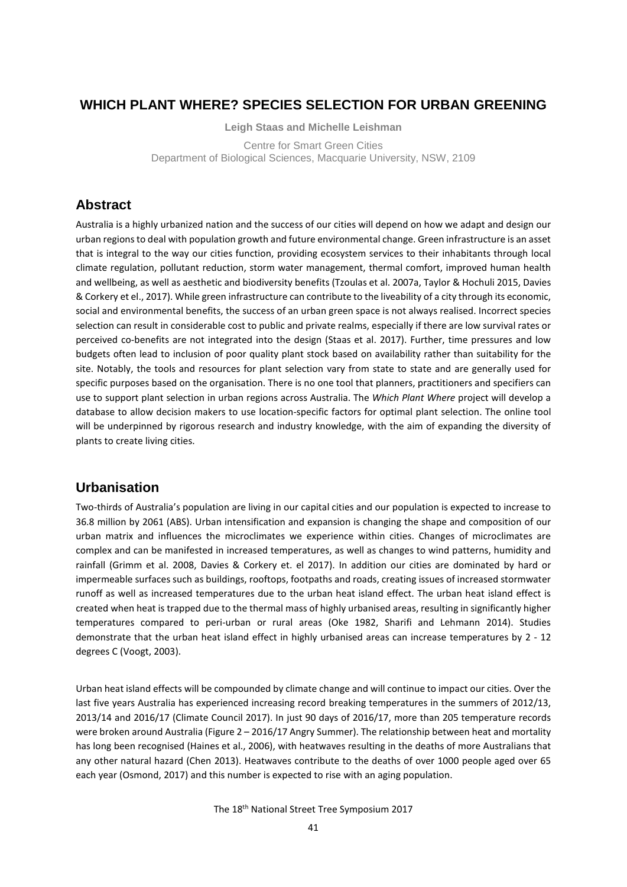# WHICH PLANT WHERE? SPECIES SELECTION FOR URBAN GREENING

**Leigh Staas and Michelle Leishman**

Centre for Smart Green Cities
Department of Biological Sciences, Macquarie University, NSW, 2109

## Abstract

Australia is a highly urbanized nation and the success of our cities will depend on how we adapt and design our urban regions to deal with population growth and future environmental change. Green infrastructure is an asset that is integral to the way our cities function, providing ecosystem services to their inhabitants through local climate regulation, pollutant reduction, storm water management, thermal comfort, improved human health and wellbeing, as well as aesthetic and biodiversity benefits (Tzoulas et al. 2007a, Taylor & Hochuli 2015, Davies & Corkery et el., 2017). While green infrastructure can contribute to the liveability of a city through its economic, social and environmental benefits, the success of an urban green space is not always realised. Incorrect species selection can result in considerable cost to public and private realms, especially if there are low survival rates or perceived co-benefits are not integrated into the design (Staas et al. 2017). Further, time pressures and low budgets often lead to inclusion of poor quality plant stock based on availability rather than suitability for the site. Notably, the tools and resources for plant selection vary from state to state and are generally used for specific purposes based on the organisation. There is no one tool that planners, practitioners and specifiers can use to support plant selection in urban regions across Australia. The *Which Plant Where* project will develop a database to allow decision makers to use location-specific factors for optimal plant selection. The online tool will be underpinned by rigorous research and industry knowledge, with the aim of expanding the diversity of plants to create living cities.

## Urbanisation

Two-thirds of Australia's population are living in our capital cities and our population is expected to increase to 36.8 million by 2061 (ABS). Urban intensification and expansion is changing the shape and composition of our urban matrix and influences the microclimates we experience within cities. Changes of microclimates are complex and can be manifested in increased temperatures, as well as changes to wind patterns, humidity and rainfall (Grimm et al. 2008, Davies & Corkery et. el 2017). In addition our cities are dominated by hard or impermeable surfaces such as buildings, rooftops, footpaths and roads, creating issues of increased stormwater runoff as well as increased temperatures due to the urban heat island effect. The urban heat island effect is created when heat is trapped due to the thermal mass of highly urbanised areas, resulting in significantly higher temperatures compared to peri-urban or rural areas (Oke 1982, Sharifi and Lehmann 2014). Studies demonstrate that the urban heat island effect in highly urbanised areas can increase temperatures by 2 - 12 degrees C (Voogt, 2003).

Urban heat island effects will be compounded by climate change and will continue to impact our cities. Over the last five years Australia has experienced increasing record breaking temperatures in the summers of 2012/13, 2013/14 and 2016/17 (Climate Council 2017). In just 90 days of 2016/17, more than 205 temperature records were broken around Australia (Figure 2 – 2016/17 Angry Summer). The relationship between heat and mortality has long been recognised (Haines et al., 2006), with heatwaves resulting in the deaths of more Australians that any other natural hazard (Chen 2013). Heatwaves contribute to the deaths of over 1000 people aged over 65 each year (Osmond, 2017) and this number is expected to rise with an aging population.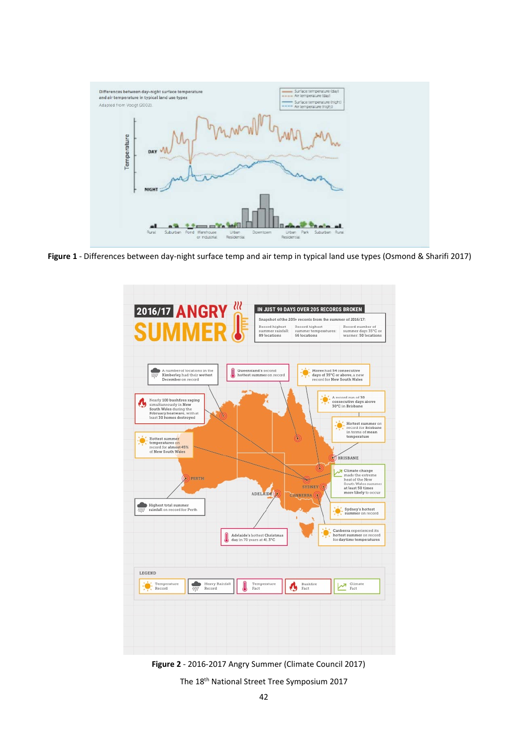**Figure 1** - Differences between day-night surface temp and air temp in typical land use types (Osmond & Sharifi 2017)

**Figure 2** - 2016-2017 Angry Summer (Climate Council 2017)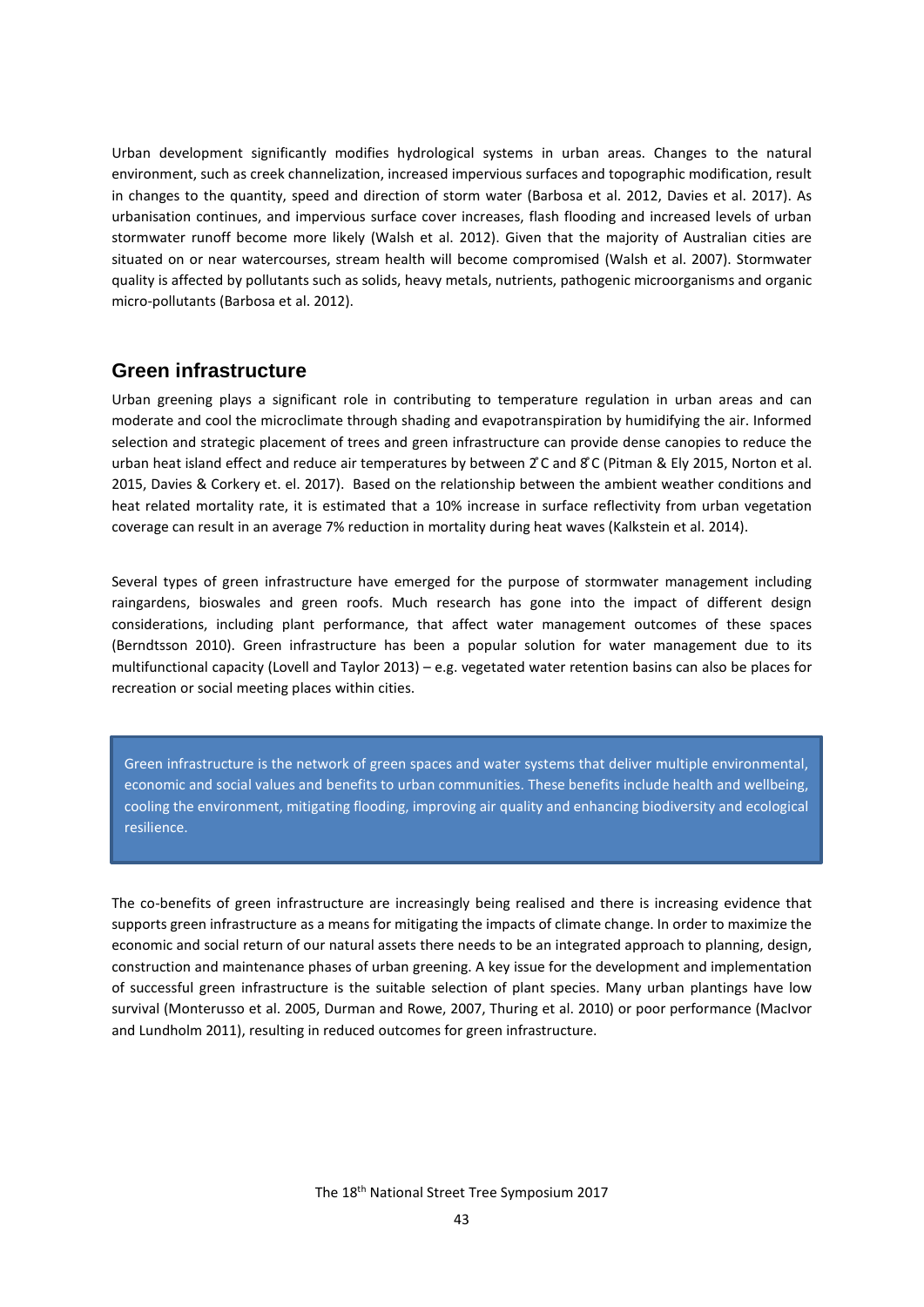Urban development significantly modifies hydrological systems in urban areas. Changes to the natural environment, such as creek channelization, increased impervious surfaces and topographic modification, result in changes to the quantity, speed and direction of storm water (Barbosa et al. 2012, Davies et al. 2017). As urbanisation continues, and impervious surface cover increases, flash flooding and increased levels of urban stormwater runoff become more likely (Walsh et al. 2012). Given that the majority of Australian cities are situated on or near watercourses, stream health will become compromised (Walsh et al. 2007). Stormwater quality is affected by pollutants such as solids, heavy metals, nutrients, pathogenic microorganisms and organic micro-pollutants (Barbosa et al. 2012).

## Green infrastructure

Urban greening plays a significant role in contributing to temperature regulation in urban areas and can moderate and cool the microclimate through shading and evapotranspiration by humidifying the air. Informed selection and strategic placement of trees and green infrastructure can provide dense canopies to reduce the urban heat island effect and reduce air temperatures by between 2̊C and 8̊C (Pitman & Ely 2015, Norton et al. 2015, Davies & Corkery et. el. 2017). Based on the relationship between the ambient weather conditions and heat related mortality rate, it is estimated that a 10% increase in surface reflectivity from urban vegetation coverage can result in an average 7% reduction in mortality during heat waves (Kalkstein et al. 2014).

Several types of green infrastructure have emerged for the purpose of stormwater management including raingardens, bioswales and green roofs. Much research has gone into the impact of different design considerations, including plant performance, that affect water management outcomes of these spaces (Berndtsson 2010). Green infrastructure has been a popular solution for water management due to its multifunctional capacity (Lovell and Taylor 2013) – e.g. vegetated water retention basins can also be places for recreation or social meeting places within cities.

> Green infrastructure is the network of green spaces and water systems that deliver multiple environmental, economic and social values and benefits to urban communities. These benefits include health and wellbeing, cooling the environment, mitigating flooding, improving air quality and enhancing biodiversity and ecological resilience.

The co-benefits of green infrastructure are increasingly being realised and there is increasing evidence that supports green infrastructure as a means for mitigating the impacts of climate change. In order to maximize the economic and social return of our natural assets there needs to be an integrated approach to planning, design, construction and maintenance phases of urban greening. A key issue for the development and implementation of successful green infrastructure is the suitable selection of plant species. Many urban plantings have low survival (Monterusso et al. 2005, Durman and Rowe, 2007, Thuring et al. 2010) or poor performance (MacIvor and Lundholm 2011), resulting in reduced outcomes for green infrastructure.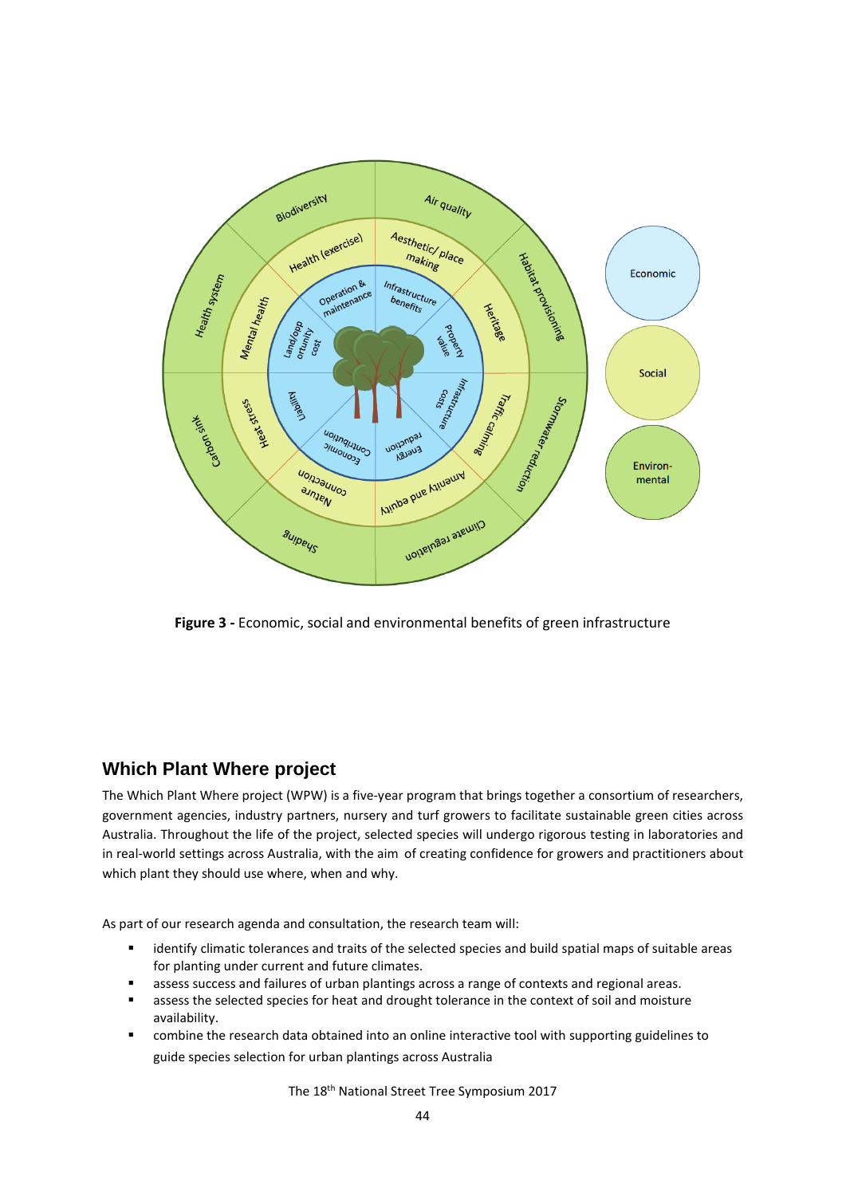**Figure 3 -** Economic, social and environmental benefits of green infrastructure

## Which Plant Where project

The Which Plant Where project (WPW) is a five-year program that brings together a consortium of researchers, government agencies, industry partners, nursery and turf growers to facilitate sustainable green cities across Australia. Throughout the life of the project, selected species will undergo rigorous testing in laboratories and in real-world settings across Australia, with the aim of creating confidence for growers and practitioners about which plant they should use where, when and why.

As part of our research agenda and consultation, the research team will:

- identify climatic tolerances and traits of the selected species and build spatial maps of suitable areas for planting under current and future climates.
- assess success and failures of urban plantings across a range of contexts and regional areas.
- assess the selected species for heat and drought tolerance in the context of soil and moisture availability.
- combine the research data obtained into an online interactive tool with supporting guidelines to guide species selection for urban plantings across Australia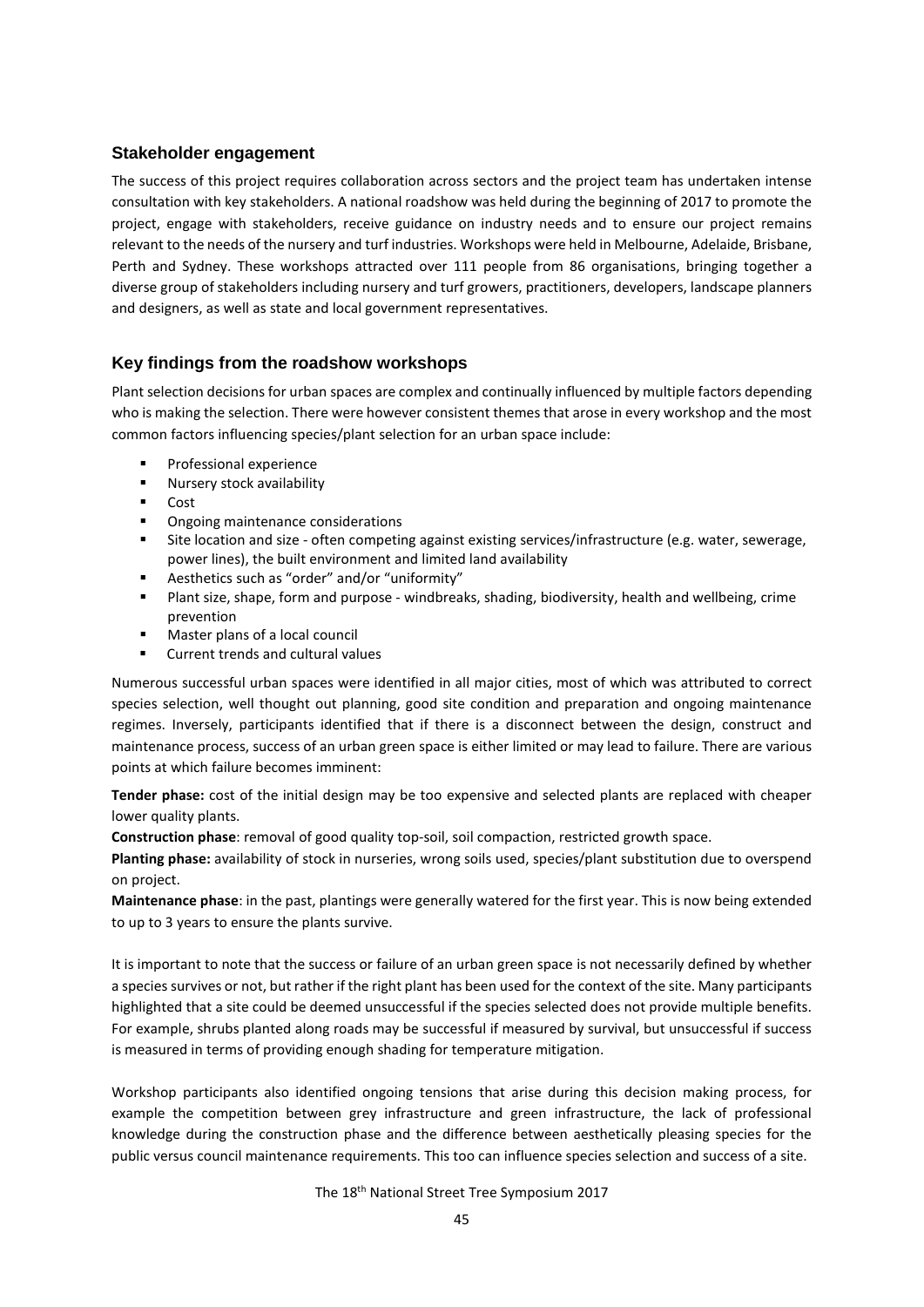## Stakeholder engagement

The success of this project requires collaboration across sectors and the project team has undertaken intense consultation with key stakeholders. A national roadshow was held during the beginning of 2017 to promote the project, engage with stakeholders, receive guidance on industry needs and to ensure our project remains relevant to the needs of the nursery and turf industries. Workshops were held in Melbourne, Adelaide, Brisbane, Perth and Sydney. These workshops attracted over 111 people from 86 organisations, bringing together a diverse group of stakeholders including nursery and turf growers, practitioners, developers, landscape planners and designers, as well as state and local government representatives.

## Key findings from the roadshow workshops

Plant selection decisions for urban spaces are complex and continually influenced by multiple factors depending who is making the selection. There were however consistent themes that arose in every workshop and the most common factors influencing species/plant selection for an urban space include:

- Professional experience
- Nursery stock availability
- Cost
- Ongoing maintenance considerations
- Site location and size - often competing against existing services/infrastructure (e.g. water, sewerage, power lines), the built environment and limited land availability
- Aesthetics such as "order" and/or "uniformity"
- Plant size, shape, form and purpose - windbreaks, shading, biodiversity, health and wellbeing, crime prevention
- Master plans of a local council
- Current trends and cultural values

Numerous successful urban spaces were identified in all major cities, most of which was attributed to correct species selection, well thought out planning, good site condition and preparation and ongoing maintenance regimes. Inversely, participants identified that if there is a disconnect between the design, construct and maintenance process, success of an urban green space is either limited or may lead to failure. There are various points at which failure becomes imminent:

**Tender phase:** cost of the initial design may be too expensive and selected plants are replaced with cheaper lower quality plants.

**Construction phase**: removal of good quality top-soil, soil compaction, restricted growth space.

**Planting phase:** availability of stock in nurseries, wrong soils used, species/plant substitution due to overspend on project.

**Maintenance phase**: in the past, plantings were generally watered for the first year. This is now being extended to up to 3 years to ensure the plants survive.

It is important to note that the success or failure of an urban green space is not necessarily defined by whether a species survives or not, but rather if the right plant has been used for the context of the site. Many participants highlighted that a site could be deemed unsuccessful if the species selected does not provide multiple benefits. For example, shrubs planted along roads may be successful if measured by survival, but unsuccessful if success is measured in terms of providing enough shading for temperature mitigation.

Workshop participants also identified ongoing tensions that arise during this decision making process, for example the competition between grey infrastructure and green infrastructure, the lack of professional knowledge during the construction phase and the difference between aesthetically pleasing species for the public versus council maintenance requirements. This too can influence species selection and success of a site.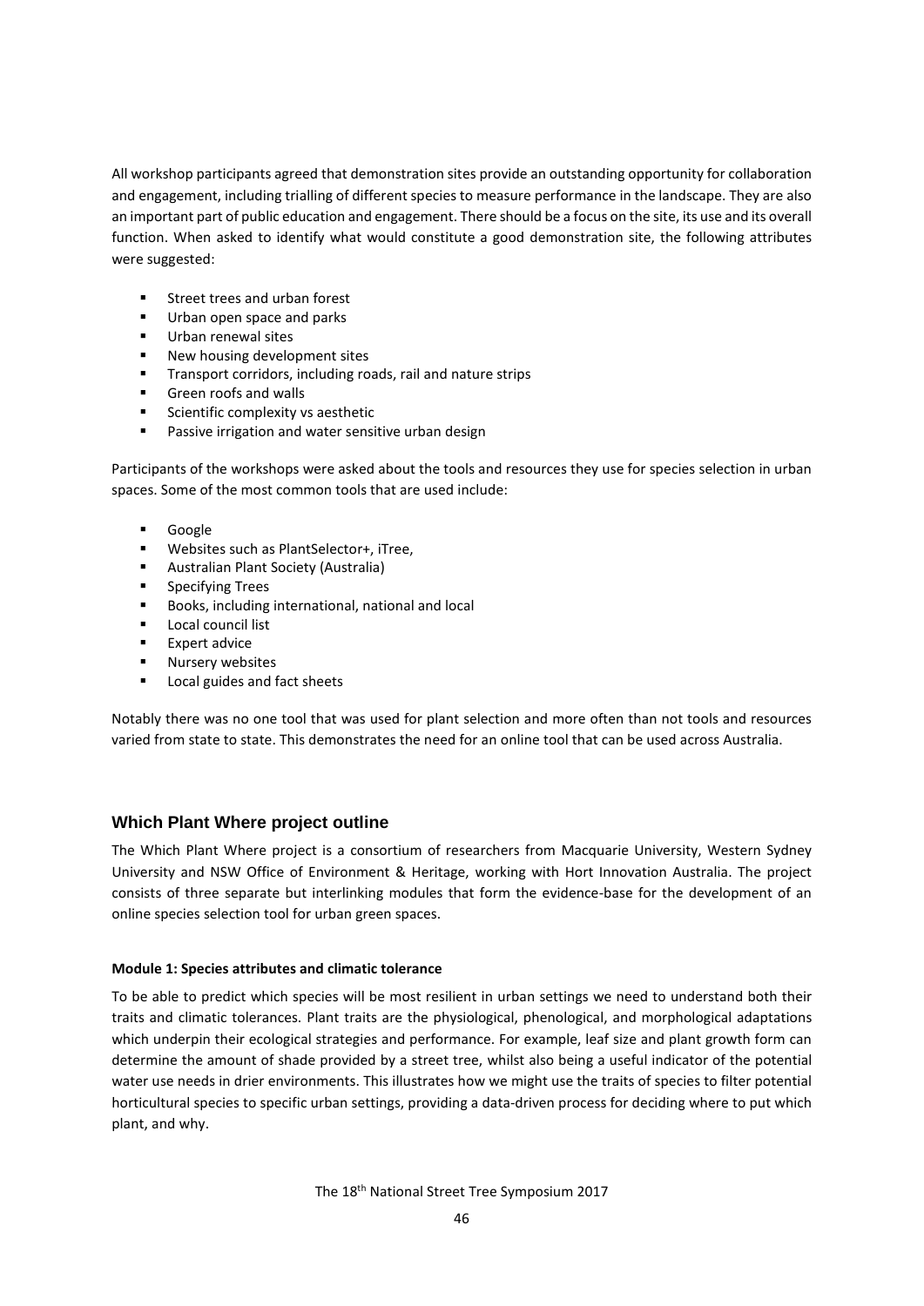All workshop participants agreed that demonstration sites provide an outstanding opportunity for collaboration and engagement, including trialling of different species to measure performance in the landscape. They are also an important part of public education and engagement. There should be a focus on the site, its use and its overall function. When asked to identify what would constitute a good demonstration site, the following attributes were suggested:

- Street trees and urban forest
- Urban open space and parks
- Urban renewal sites
- New housing development sites
- Transport corridors, including roads, rail and nature strips
- Green roofs and walls
- Scientific complexity vs aesthetic
- Passive irrigation and water sensitive urban design

Participants of the workshops were asked about the tools and resources they use for species selection in urban spaces. Some of the most common tools that are used include:

- Google
- Websites such as PlantSelector+, iTree,
- Australian Plant Society (Australia)
- Specifying Trees
- Books, including international, national and local
- Local council list
- Expert advice
- Nursery websites
- Local guides and fact sheets

Notably there was no one tool that was used for plant selection and more often than not tools and resources varied from state to state. This demonstrates the need for an online tool that can be used across Australia.

## Which Plant Where project outline

The Which Plant Where project is a consortium of researchers from Macquarie University, Western Sydney University and NSW Office of Environment & Heritage, working with Hort Innovation Australia. The project consists of three separate but interlinking modules that form the evidence-base for the development of an online species selection tool for urban green spaces.

**Module 1: Species attributes and climatic tolerance**

To be able to predict which species will be most resilient in urban settings we need to understand both their traits and climatic tolerances. Plant traits are the physiological, phenological, and morphological adaptations which underpin their ecological strategies and performance. For example, leaf size and plant growth form can determine the amount of shade provided by a street tree, whilst also being a useful indicator of the potential water use needs in drier environments. This illustrates how we might use the traits of species to filter potential horticultural species to specific urban settings, providing a data-driven process for deciding where to put which plant, and why.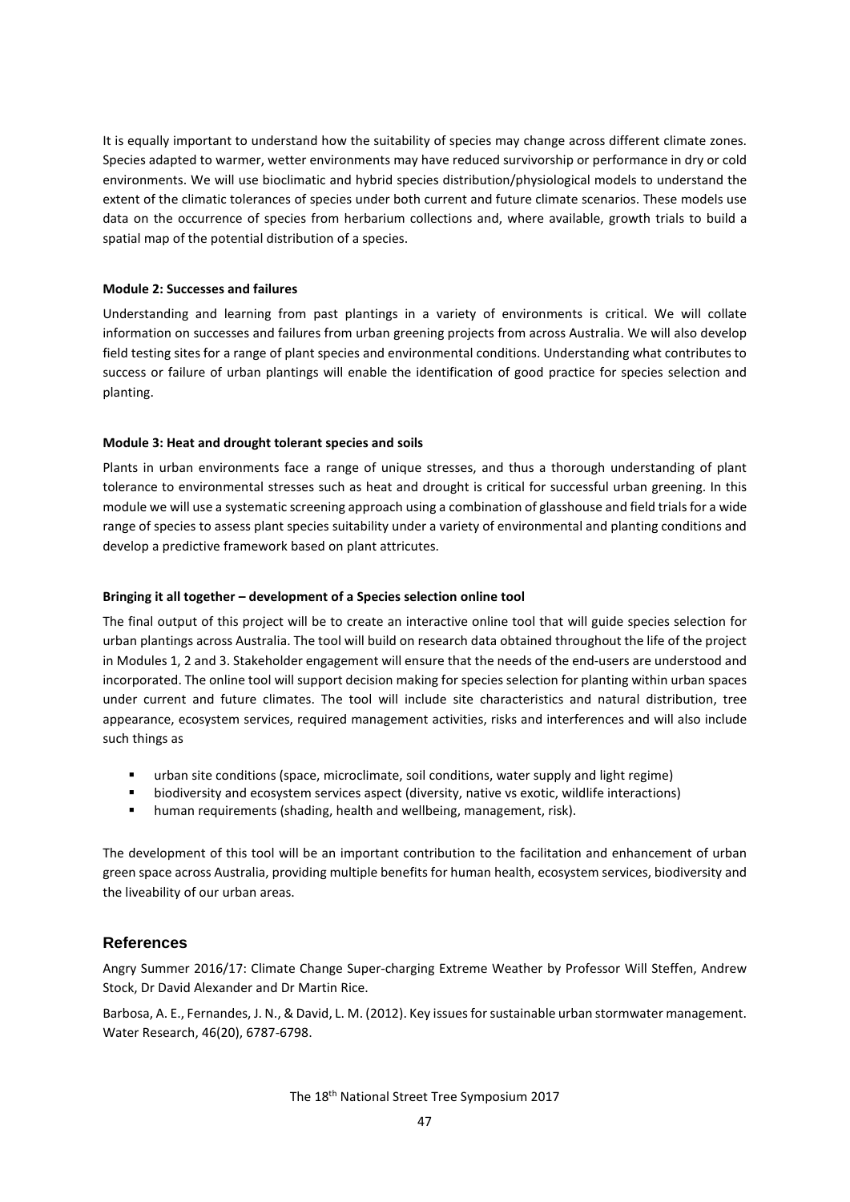It is equally important to understand how the suitability of species may change across different climate zones. Species adapted to warmer, wetter environments may have reduced survivorship or performance in dry or cold environments. We will use bioclimatic and hybrid species distribution/physiological models to understand the extent of the climatic tolerances of species under both current and future climate scenarios. These models use data on the occurrence of species from herbarium collections and, where available, growth trials to build a spatial map of the potential distribution of a species.

**Module 2: Successes and failures**

Understanding and learning from past plantings in a variety of environments is critical. We will collate information on successes and failures from urban greening projects from across Australia. We will also develop field testing sites for a range of plant species and environmental conditions. Understanding what contributes to success or failure of urban plantings will enable the identification of good practice for species selection and planting.

**Module 3: Heat and drought tolerant species and soils**

Plants in urban environments face a range of unique stresses, and thus a thorough understanding of plant tolerance to environmental stresses such as heat and drought is critical for successful urban greening. In this module we will use a systematic screening approach using a combination of glasshouse and field trials for a wide range of species to assess plant species suitability under a variety of environmental and planting conditions and develop a predictive framework based on plant attricutes.

**Bringing it all together – development of a Species selection online tool**

The final output of this project will be to create an interactive online tool that will guide species selection for urban plantings across Australia. The tool will build on research data obtained throughout the life of the project in Modules 1, 2 and 3. Stakeholder engagement will ensure that the needs of the end-users are understood and incorporated. The online tool will support decision making for species selection for planting within urban spaces under current and future climates. The tool will include site characteristics and natural distribution, tree appearance, ecosystem services, required management activities, risks and interferences and will also include such things as

- urban site conditions (space, microclimate, soil conditions, water supply and light regime)
- biodiversity and ecosystem services aspect (diversity, native vs exotic, wildlife interactions)
- human requirements (shading, health and wellbeing, management, risk).

The development of this tool will be an important contribution to the facilitation and enhancement of urban green space across Australia, providing multiple benefits for human health, ecosystem services, biodiversity and the liveability of our urban areas.

## References

Angry Summer 2016/17: Climate Change Super-charging Extreme Weather by Professor Will Steffen, Andrew Stock, Dr David Alexander and Dr Martin Rice.

Barbosa, A. E., Fernandes, J. N., & David, L. M. (2012). Key issues for sustainable urban stormwater management. Water Research, 46(20), 6787-6798.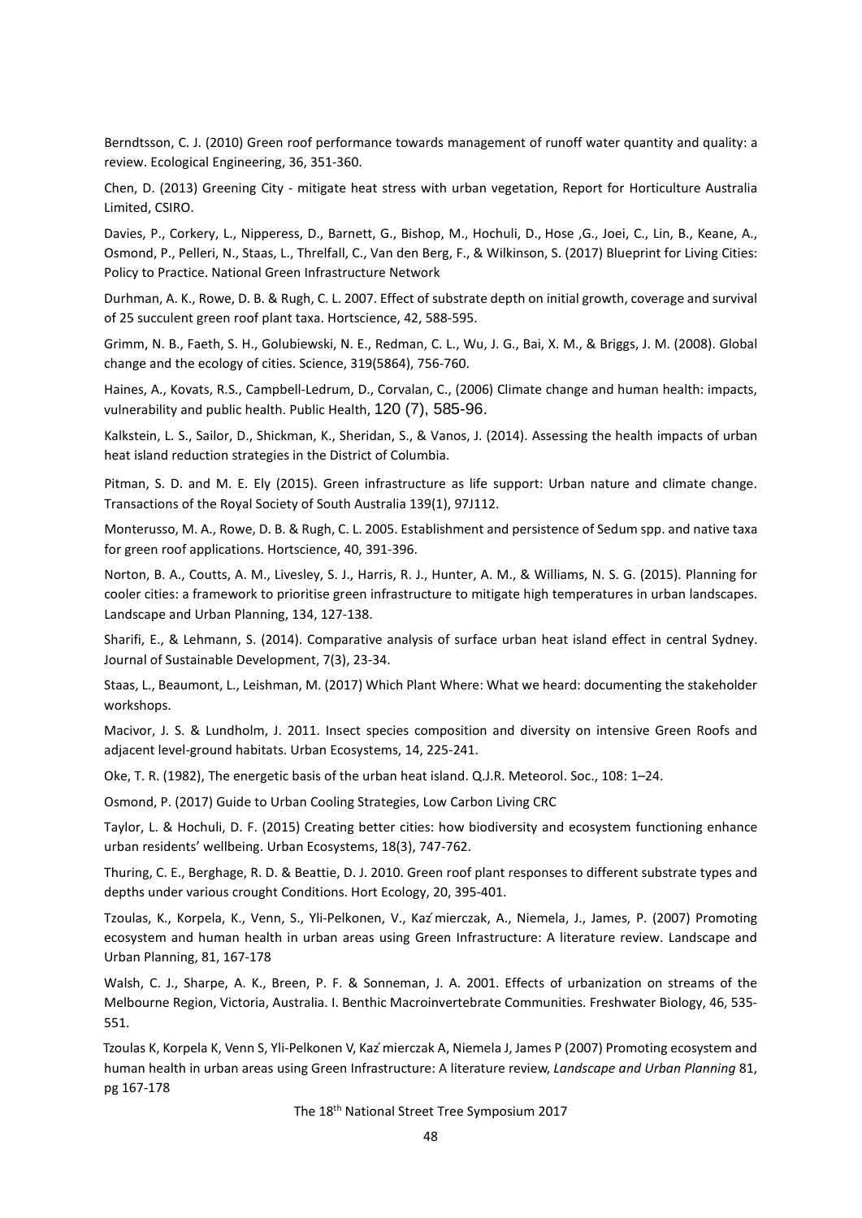Berndtsson, C. J. (2010) Green roof performance towards management of runoff water quantity and quality: a review. Ecological Engineering, 36, 351-360.

Chen, D. (2013) Greening City - mitigate heat stress with urban vegetation, Report for Horticulture Australia Limited, CSIRO.

Davies, P., Corkery, L., Nipperess, D., Barnett, G., Bishop, M., Hochuli, D., Hose ,G., Joei, C., Lin, B., Keane, A., Osmond, P., Pelleri, N., Staas, L., Threlfall, C., Van den Berg, F., & Wilkinson, S. (2017) Blueprint for Living Cities: Policy to Practice. National Green Infrastructure Network

Durhman, A. K., Rowe, D. B. & Rugh, C. L. 2007. Effect of substrate depth on initial growth, coverage and survival of 25 succulent green roof plant taxa. Hortscience, 42, 588-595.

Grimm, N. B., Faeth, S. H., Golubiewski, N. E., Redman, C. L., Wu, J. G., Bai, X. M., & Briggs, J. M. (2008). Global change and the ecology of cities. Science, 319(5864), 756-760.

Haines, A., Kovats, R.S., Campbell-Ledrum, D., Corvalan, C., (2006) Climate change and human health: impacts, vulnerability and public health. Public Health, 120 (7), 585-96.

Kalkstein, L. S., Sailor, D., Shickman, K., Sheridan, S., & Vanos, J. (2014). Assessing the health impacts of urban heat island reduction strategies in the District of Columbia.

Pitman, S. D. and M. E. Ely (2015). Green infrastructure as life support: Urban nature and climate change. Transactions of the Royal Society of South Australia 139(1), 97J112.

Monterusso, M. A., Rowe, D. B. & Rugh, C. L. 2005. Establishment and persistence of Sedum spp. and native taxa for green roof applications. Hortscience, 40, 391-396.

Norton, B. A., Coutts, A. M., Livesley, S. J., Harris, R. J., Hunter, A. M., & Williams, N. S. G. (2015). Planning for cooler cities: a framework to prioritise green infrastructure to mitigate high temperatures in urban landscapes. Landscape and Urban Planning, 134, 127-138.

Sharifi, E., & Lehmann, S. (2014). Comparative analysis of surface urban heat island effect in central Sydney. Journal of Sustainable Development, 7(3), 23-34.

Staas, L., Beaumont, L., Leishman, M. (2017) Which Plant Where: What we heard: documenting the stakeholder workshops.

Macivor, J. S. & Lundholm, J. 2011. Insect species composition and diversity on intensive Green Roofs and adjacent level-ground habitats. Urban Ecosystems, 14, 225-241.

Oke, T. R. (1982), The energetic basis of the urban heat island. Q.J.R. Meteorol. Soc., 108: 1–24.

Osmond, P. (2017) Guide to Urban Cooling Strategies, Low Carbon Living CRC

Taylor, L. & Hochuli, D. F. (2015) Creating better cities: how biodiversity and ecosystem functioning enhance urban residents' wellbeing. Urban Ecosystems, 18(3), 747-762.

Thuring, C. E., Berghage, R. D. & Beattie, D. J. 2010. Green roof plant responses to different substrate types and depths under various crought Conditions. Hort Ecology, 20, 395-401.

Tzoulas, K., Korpela, K., Venn, S., Yli-Pelkonen, V., Kaź mierczak, A., Niemela, J., James, P. (2007) Promoting ecosystem and human health in urban areas using Green Infrastructure: A literature review. Landscape and Urban Planning, 81, 167-178

Walsh, C. J., Sharpe, A. K., Breen, P. F. & Sonneman, J. A. 2001. Effects of urbanization on streams of the Melbourne Region, Victoria, Australia. I. Benthic Macroinvertebrate Communities. Freshwater Biology, 46, 535-551.

Tzoulas K, Korpela K, Venn S, Yli-Pelkonen V, Kaź mierczak A, Niemela J, James P (2007) Promoting ecosystem and human health in urban areas using Green Infrastructure: A literature review, *Landscape and Urban Planning* 81, pg 167-178